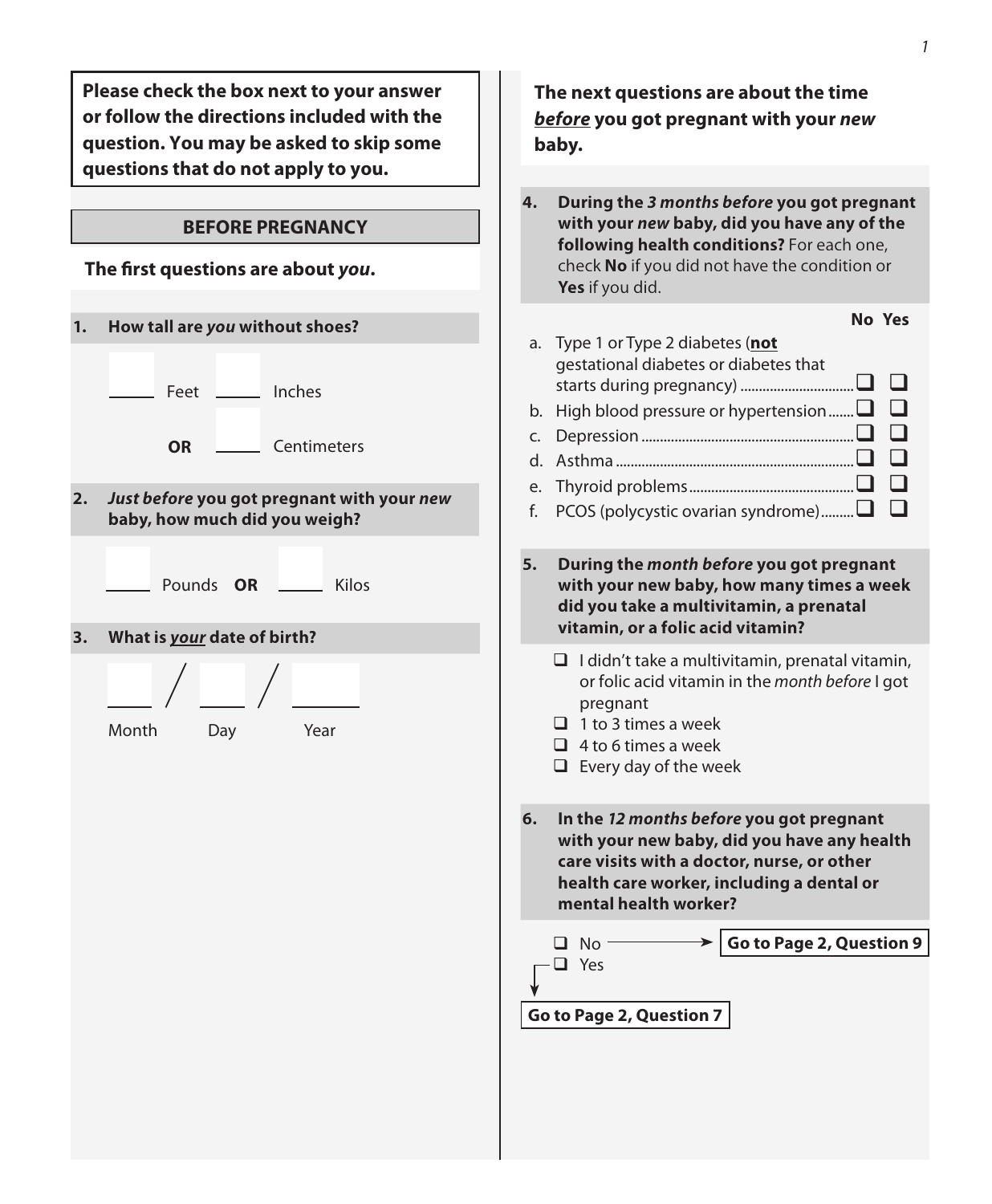**Please check the box next to your answer or follow the directions included with the question. You may be asked to skip some questions that do not apply to you.**

## BEFORE PRE­GNANCY

**The first questions are about *you*.**

**1. How tall are *you* without shoes?**

_____ Feet _____ Inches

**OR** _____ Centimeters

**2. *Just before* you got pregnant with your *new* baby, how much did you weigh?**

_____ Pounds **OR** _____ Kilos

**3. What is *your* date of birth?**

_____ / _____ / _____

Month Day Year

**The next questions are about the time *before* you got pregnant with your *new* baby.**

**4. During the *3 months before* you got pregnant with your *new* baby, did you have any of the following health conditions?** For each one, check **No** if you did not have the condition or **Yes** if you did.

| | No | Yes |
|---|---|---|
| a. Type 1 or Type 2 diabetes (**not** gestational diabetes or diabetes that starts during pregnancy) | ❑ | ❑ |
| b. High blood pressure or hypertension | ❑ | ❑ |
| c. Depression | ❑ | ❑ |
| d. Asthma | ❑ | ❑ |
| e. Thyroid problems | ❑ | ❑ |
| f. PCOS (polycystic ovarian syndrome) | ❑ | ❑ |

**5. During the *month before* you got pregnant with your new baby, how many times a week did you take a multivitamin, a prenatal vitamin, or a folic acid vitamin?**

- ❑ I didn't take a multivitamin, prenatal vitamin, or folic acid vitamin in the *month before* I got pregnant
- ❑ 1 to 3 times a week
- ❑ 4 to 6 times a week
- ❑ Every day of the week

**6. In the *12 months before* you got pregnant with your new baby, did you have any health care visits with a doctor, nurse, or other health care worker, including a dental or mental health worker?**

- ❑ No → **Go to Page 2, Question 9**
- ❑ Yes

**Go to Page 2, Question 7**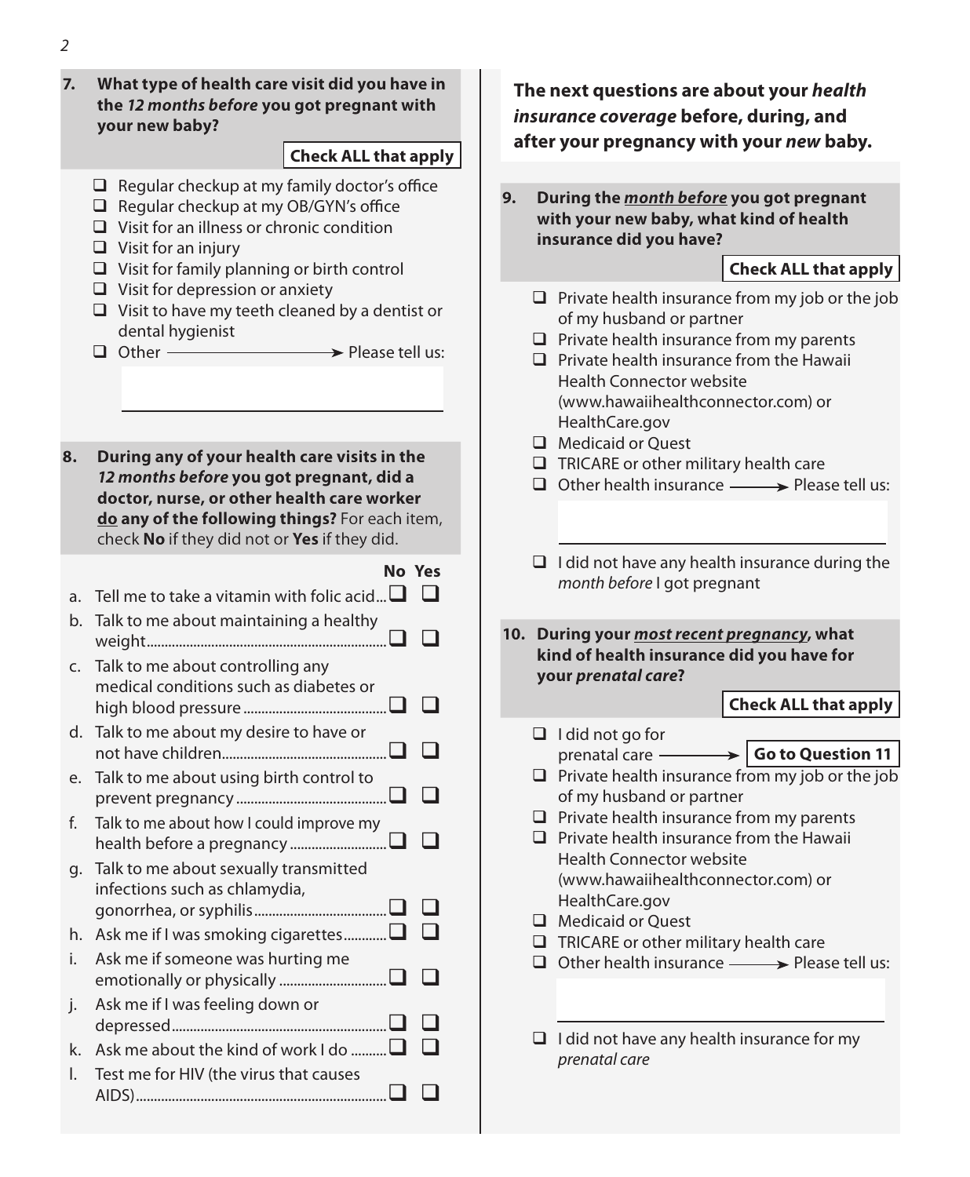**7. What type of health care visit did you have in the *12 months before* you got pregnant with your new baby?**

**Check ALL that apply**

- ❑ Regular checkup at my family doctor's office
- ❑ Regular checkup at my OB/GYN's office
- ❑ Visit for an illness or chronic condition
- ❑ Visit for an injury
- ❑ Visit for family planning or birth control
- ❑ Visit for depression or anxiety
- ❑ Visit to have my teeth cleaned by a dentist or dental hygienist
- ❑ Other → Please tell us:

**8. During any of your health care visits in the *12 months before* you got pregnant, did a doctor, nurse, or other health care worker <u>do</u> any of the following things?** For each item, check **No** if they did not or **Yes** if they did.

| | | **No** | **Yes** |
|---|---|---|---|
| a. | Tell me to take a vitamin with folic acid | ❑ | ❑ |
| b. | Talk to me about maintaining a healthy weight | ❑ | ❑ |
| c. | Talk to me about controlling any medical conditions such as diabetes or high blood pressure | ❑ | ❑ |
| d. | Talk to me about my desire to have or not have children | ❑ | ❑ |
| e. | Talk to me about using birth control to prevent pregnancy | ❑ | ❑ |
| f. | Talk to me about how I could improve my health before a pregnancy | ❑ | ❑ |
| g. | Talk to me about sexually transmitted infections such as chlamydia, gonorrhea, or syphilis | ❑ | ❑ |
| h. | Ask me if I was smoking cigarettes | ❑ | ❑ |
| i. | Ask me if someone was hurting me emotionally or physically | ❑ | ❑ |
| j. | Ask me if I was feeling down or depressed | ❑ | ❑ |
| k. | Ask me about the kind of work I do | ❑ | ❑ |
| l. | Test me for HIV (the virus that causes AIDS) | ❑ | ❑ |

**The next questions are about your *health insurance coverage* before, during, and after your pregnancy with your *new* baby.**

**9. During the <u>*month before*</u> you got pregnant with your new baby, what kind of health insurance did you have?**

**Check ALL that apply**

- ❑ Private health insurance from my job or the job of my husband or partner
- ❑ Private health insurance from my parents
- ❑ Private health insurance from the Hawaii Health Connector website (www.hawaiihealthconnector.com) or HealthCare.gov
- ❑ Medicaid or Quest
- ❑ TRICARE or other military health care
- ❑ Other health insurance → Please tell us:
- ❑ I did not have any health insurance during the *month before* I got pregnant

**10. During your <u>*most recent pregnancy*</u>, what kind of health insurance did you have for your *prenatal care*?**

**Check ALL that apply**

- ❑ I did not go for prenatal care → **Go to Question 11**
- ❑ Private health insurance from my job or the job of my husband or partner
- ❑ Private health insurance from my parents
- ❑ Private health insurance from the Hawaii Health Connector website (www.hawaiihealthconnector.com) or HealthCare.gov
- ❑ Medicaid or Quest
- ❑ TRICARE or other military health care
- ❑ Other health insurance → Please tell us:
- ❑ I did not have any health insurance for my *prenatal care*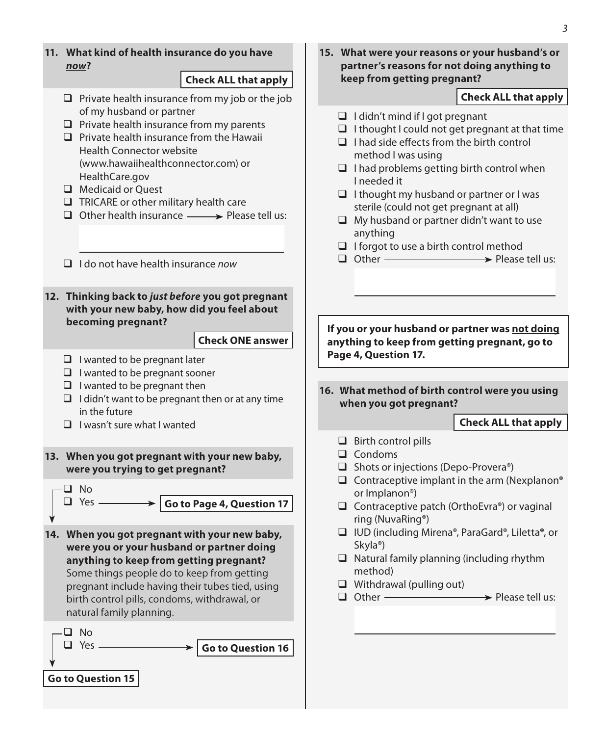**11. What kind of health insurance do you have *now*?**

**Check ALL that apply**

- ❑ Private health insurance from my job or the job of my husband or partner
- ❑ Private health insurance from my parents
- ❑ Private health insurance from the Hawaii Health Connector website (www.hawaiihealthconnector.com) or HealthCare.gov
- ❑ Medicaid or Quest
- ❑ TRICARE or other military health care
- ❑ Other health insurance → Please tell us: ____________________
- ❑ I do not have health insurance *now*

**12. Thinking back to *just before* you got pregnant with your new baby, how did you feel about becoming pregnant?**

**Check ONE answer**

- ❑ I wanted to be pregnant later
- ❑ I wanted to be pregnant sooner
- ❑ I wanted to be pregnant then
- ❑ I didn't want to be pregnant then or at any time in the future
- ❑ I wasn't sure what I wanted

**13. When you got pregnant with your new baby, were you trying to get pregnant?**

- ❑ No
- ❑ Yes → **Go to Page 4, Question 17**

**14. When you got pregnant with your new baby, were you or your husband or partner doing anything to keep from getting pregnant?** Some things people do to keep from getting pregnant include having their tubes tied, using birth control pills, condoms, withdrawal, or natural family planning.

- ❑ No → **Go to Question 15**
- ❑ Yes → **Go to Question 16**

**15. What were your reasons or your husband's or partner's reasons for not doing anything to keep from getting pregnant?**

**Check ALL that apply**

- ❑ I didn't mind if I got pregnant
- ❑ I thought I could not get pregnant at that time
- ❑ I had side effects from the birth control method I was using
- ❑ I had problems getting birth control when I needed it
- ❑ I thought my husband or partner or I was sterile (could not get pregnant at all)
- ❑ My husband or partner didn't want to use anything
- ❑ I forgot to use a birth control method
- ❑ Other → Please tell us: ____________________

**If you or your husband or partner was <u>not doing</u> anything to keep from getting pregnant, go to Page 4, Question 17.**

**16. What method of birth control were you using when you got pregnant?**

**Check ALL that apply**

- ❑ Birth control pills
- ❑ Condoms
- ❑ Shots or injections (Depo-Provera®)
- ❑ Contraceptive implant in the arm (Nexplanon® or Implanon®)
- ❑ Contraceptive patch (OrthoEvra®) or vaginal ring (NuvaRing®)
- ❑ IUD (including Mirena®, ParaGard®, Liletta®, or Skyla®)
- ❑ Natural family planning (including rhythm method)
- ❑ Withdrawal (pulling out)
- ❑ Other → Please tell us: ____________________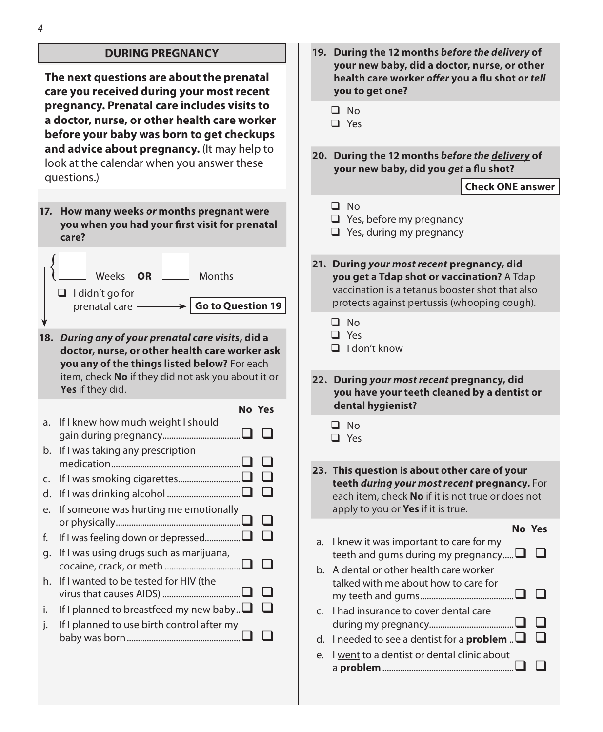## DURING PREGNANCY

**The next questions are about the prenatal care you received during your most recent pregnancy. Prenatal care includes visits to a doctor, nurse, or other health care worker before your baby was born to get checkups and advice about pregnancy.** (It may help to look at the calendar when you answer these questions.)

**17. How many weeks *or* months pregnant were you when you had your first visit for prenatal care?**

_____ Weeks **OR** _____ Months

❑ I didn't go for prenatal care → **Go to Question 19**

**18. *During any of your prenatal care visits*, did a doctor, nurse, or other health care worker ask you any of the things listed below?** For each item, check **No** if they did not ask you about it or **Yes** if they did.

| | No | Yes |
|---|---|---|
| a. If I knew how much weight I should gain during pregnancy | ❑ | ❑ |
| b. If I was taking any prescription medication | ❑ | ❑ |
| c. If I was smoking cigarettes | ❑ | ❑ |
| d. If I was drinking alcohol | ❑ | ❑ |
| e. If someone was hurting me emotionally or physically | ❑ | ❑ |
| f. If I was feeling down or depressed | ❑ | ❑ |
| g. If I was using drugs such as marijuana, cocaine, crack, or meth | ❑ | ❑ |
| h. If I wanted to be tested for HIV (the virus that causes AIDS) | ❑ | ❑ |
| i. If I planned to breastfeed my new baby | ❑ | ❑ |
| j. If I planned to use birth control after my baby was born | ❑ | ❑ |

**19. During the 12 months *before the delivery* of your new baby, did a doctor, nurse, or other health care worker *offer* you a flu shot or *tell* you to get one?**

❑ No
❑ Yes

**20. During the 12 months *before the delivery* of your new baby, did you *get* a flu shot?**

**Check ONE answer**

❑ No
❑ Yes, before my pregnancy
❑ Yes, during my pregnancy

**21. During *your most recent* pregnancy, did you get a Tdap shot or vaccination?** A Tdap vaccination is a tetanus booster shot that also protects against pertussis (whooping cough).

❑ No
❑ Yes
❑ I don't know

**22. During *your most recent* pregnancy, did you have your teeth cleaned by a dentist or dental hygienist?**

❑ No
❑ Yes

**23. This question is about other care of your teeth *during your most recent* pregnancy.** For each item, check **No** if it is not true or does not apply to you or **Yes** if it is true.

| | No | Yes |
|---|---|---|
| a. I knew it was important to care for my teeth and gums during my pregnancy | ❑ | ❑ |
| b. A dental or other health care worker talked with me about how to care for my teeth and gums | ❑ | ❑ |
| c. I had insurance to cover dental care during my pregnancy | ❑ | ❑ |
| d. I needed to see a dentist for a **problem** | ❑ | ❑ |
| e. I went to a dentist or dental clinic about a **problem** | ❑ | ❑ |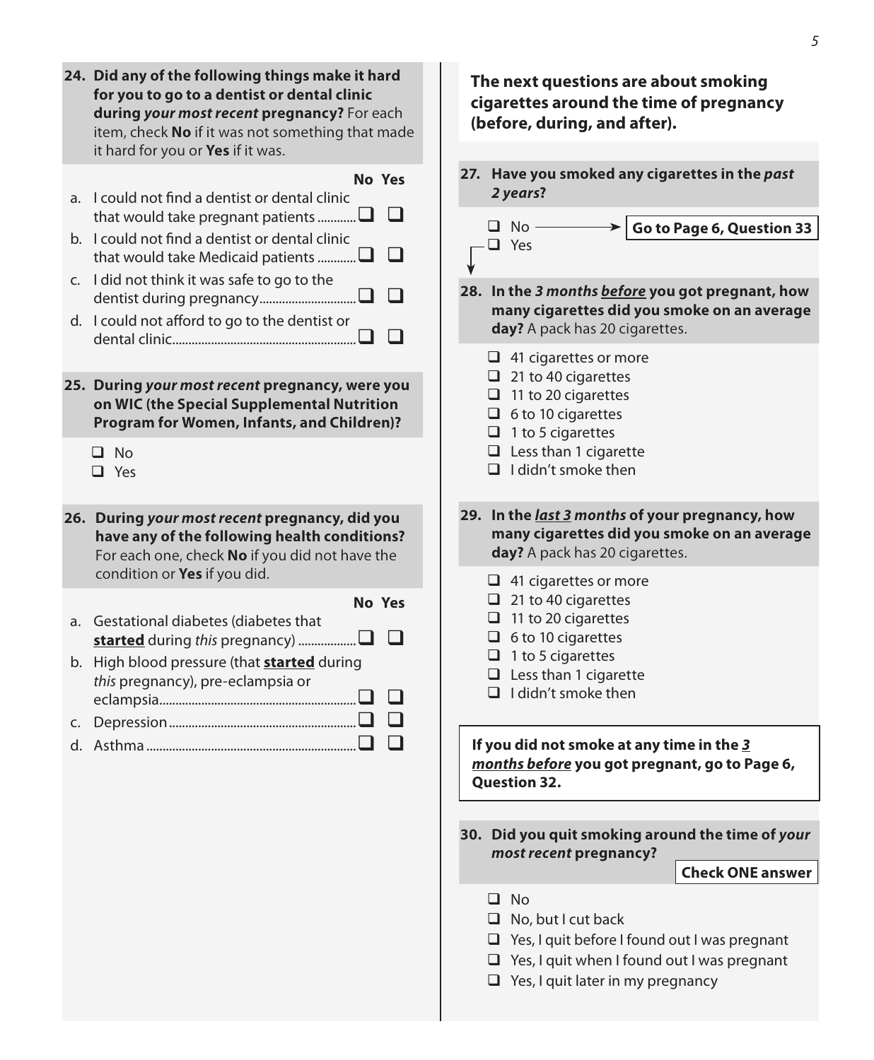**24. Did any of the following things make it hard for you to go to a dentist or dental clinic during *your most recent* pregnancy?** For each item, check **No** if it was not something that made it hard for you or **Yes** if it was.

| | No | Yes |
|---|---|---|
| a. I could not find a dentist or dental clinic that would take pregnant patients | ❑ | ❑ |
| b. I could not find a dentist or dental clinic that would take Medicaid patients | ❑ | ❑ |
| c. I did not think it was safe to go to the dentist during pregnancy | ❑ | ❑ |
| d. I could not afford to go to the dentist or dental clinic | ❑ | ❑ |

**25. During *your most recent* pregnancy, were you on WIC (the Special Supplemental Nutrition Program for Women, Infants, and Children)?**

- ❑ No
- ❑ Yes

**26. During *your most recent* pregnancy, did you have any of the following health conditions?** For each one, check **No** if you did not have the condition or **Yes** if you did.

| | No | Yes |
|---|---|---|
| a. Gestational diabetes (diabetes that **started** during *this* pregnancy) | ❑ | ❑ |
| b. High blood pressure (that **started** during *this* pregnancy), pre-eclampsia or eclampsia | ❑ | ❑ |
| c. Depression | ❑ | ❑ |
| d. Asthma | ❑ | ❑ |

**The next questions are about smoking cigarettes around the time of pregnancy (before, during, and after).**

**27. Have you smoked any cigarettes in the *past 2 years*?**

- ❑ No → **Go to Page 6, Question 33**
- ❑ Yes

**28. In the *3 months before* you got pregnant, how many cigarettes did you smoke on an average day?** A pack has 20 cigarettes.

- ❑ 41 cigarettes or more
- ❑ 21 to 40 cigarettes
- ❑ 11 to 20 cigarettes
- ❑ 6 to 10 cigarettes
- ❑ 1 to 5 cigarettes
- ❑ Less than 1 cigarette
- ❑ I didn't smoke then

**29. In the *last 3 months* of your pregnancy, how many cigarettes did you smoke on an average day?** A pack has 20 cigarettes.

- ❑ 41 cigarettes or more
- ❑ 21 to 40 cigarettes
- ❑ 11 to 20 cigarettes
- ❑ 6 to 10 cigarettes
- ❑ 1 to 5 cigarettes
- ❑ Less than 1 cigarette
- ❑ I didn't smoke then

**If you did not smoke at any time in the *3 months before* you got pregnant, go to Page 6, Question 32.**

**30. Did you quit smoking around the time of *your most recent* pregnancy?**

**Check ONE answer**

- ❑ No
- ❑ No, but I cut back
- ❑ Yes, I quit before I found out I was pregnant
- ❑ Yes, I quit when I found out I was pregnant
- ❑ Yes, I quit later in my pregnancy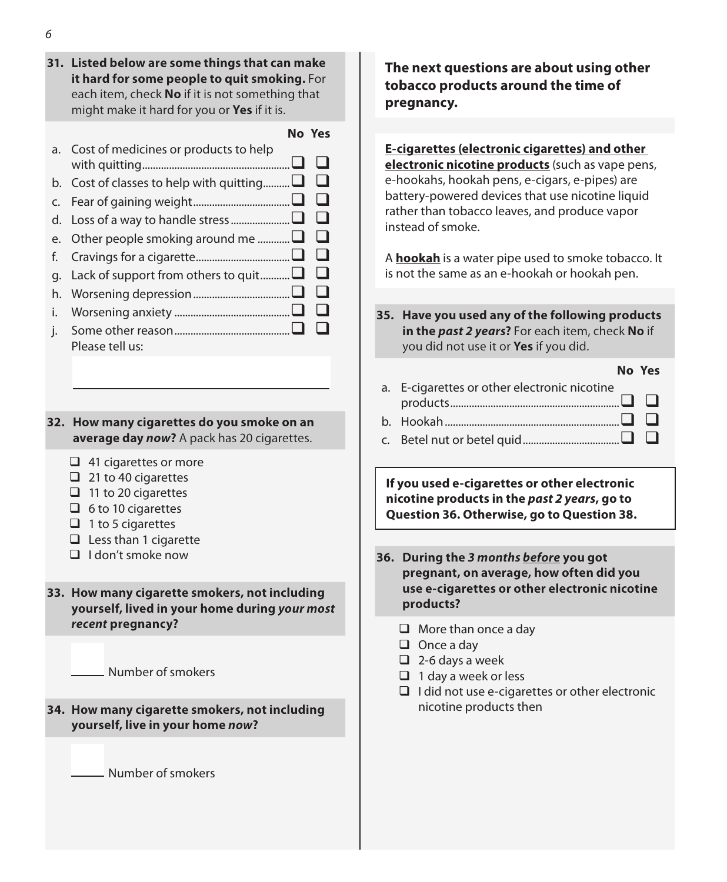**31. Listed below are some things that can make it hard for some people to quit smoking.** For each item, check **No** if it is not something that might make it hard for you or **Yes** if it is.

| | No | Yes |
|---|---|---|
| a. Cost of medicines or products to help with quitting | ❑ | ❑ |
| b. Cost of classes to help with quitting | ❑ | ❑ |
| c. Fear of gaining weight | ❑ | ❑ |
| d. Loss of a way to handle stress | ❑ | ❑ |
| e. Other people smoking around me | ❑ | ❑ |
| f. Cravings for a cigarette | ❑ | ❑ |
| g. Lack of support from others to quit | ❑ | ❑ |
| h. Worsening depression | ❑ | ❑ |
| i. Worsening anxiety | ❑ | ❑ |
| j. Some other reason | ❑ | ❑ |

Please tell us:

______________________________

**32. How many cigarettes do you smoke on an average day *now*?** A pack has 20 cigarettes.

- ❑ 41 cigarettes or more
- ❑ 21 to 40 cigarettes
- ❑ 11 to 20 cigarettes
- ❑ 6 to 10 cigarettes
- ❑ 1 to 5 cigarettes
- ❑ Less than 1 cigarette
- ❑ I don't smoke now

**33. How many cigarette smokers, not including yourself, lived in your home during *your most recent* pregnancy?**

_____ Number of smokers

**34. How many cigarette smokers, not including yourself, live in your home *now*?**

_____ Number of smokers

**The next questions are about using other tobacco products around the time of pregnancy.**

**E-cigarettes (electronic cigarettes) and other electronic nicotine products** (such as vape pens, e-hookahs, hookah pens, e-cigars, e-pipes) are battery-powered devices that use nicotine liquid rather than tobacco leaves, and produce vapor instead of smoke.

A **hookah** is a water pipe used to smoke tobacco. It is not the same as an e-hookah or hookah pen.

**35. Have you used any of the following products in the *past 2 years*?** For each item, check **No** if you did not use it or **Yes** if you did.

| | No | Yes |
|---|---|---|
| a. E-cigarettes or other electronic nicotine products | ❑ | ❑ |
| b. Hookah | ❑ | ❑ |
| c. Betel nut or betel quid | ❑ | ❑ |

**If you used e-cigarettes or other electronic nicotine products in the *past 2 years*, go to Question 36. Otherwise, go to Question 38.**

**36. During the *3 months before* you got pregnant, on average, how often did you use e-cigarettes or other electronic nicotine products?**

- ❑ More than once a day
- ❑ Once a day
- ❑ 2-6 days a week
- ❑ 1 day a week or less
- ❑ I did not use e-cigarettes or other electronic nicotine products then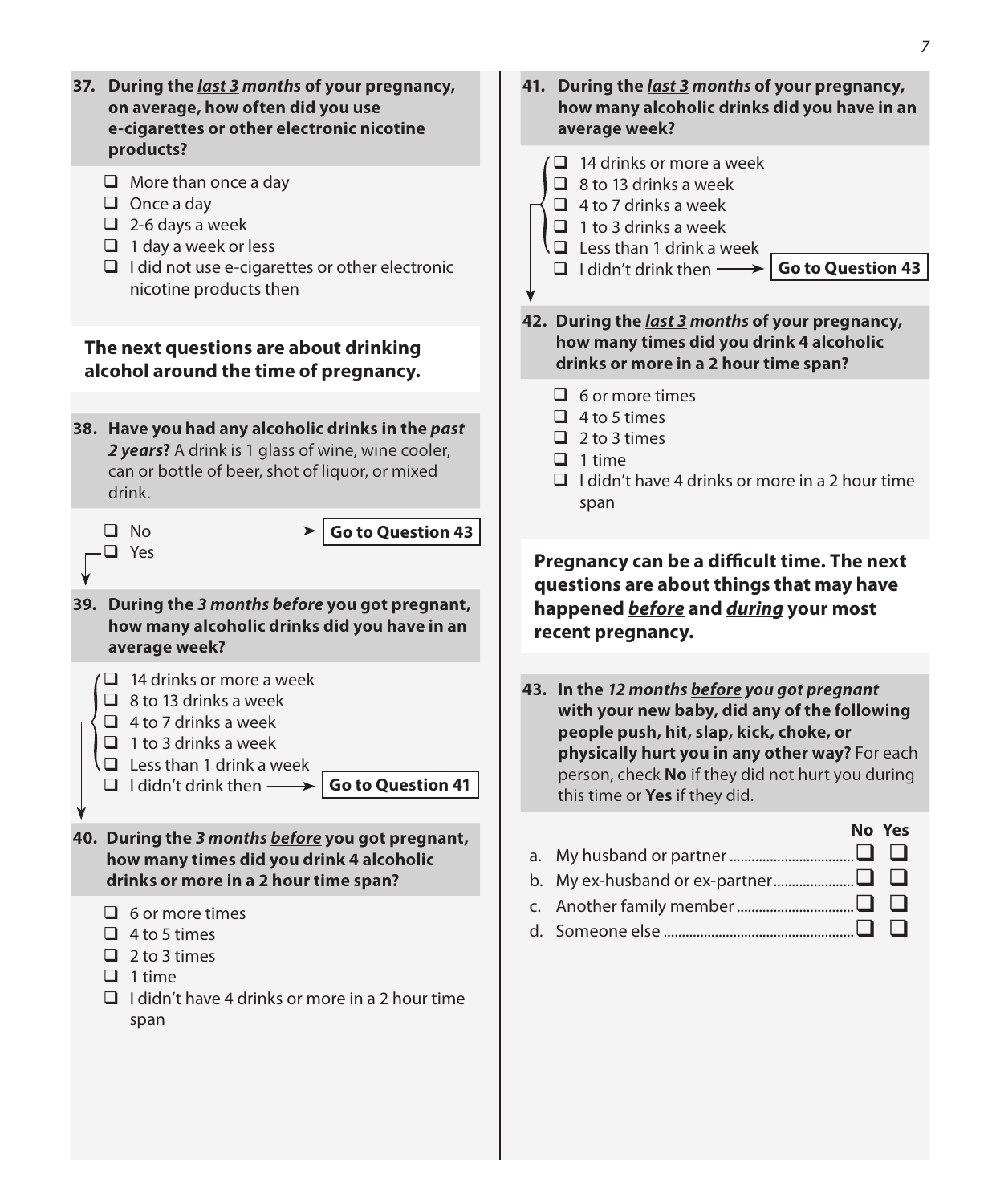**37. During the *last 3 months* of your pregnancy, on average, how often did you use e-cigarettes or other electronic nicotine products?**

- ☐ More than once a day
- ☐ Once a day
- ☐ 2-6 days a week
- ☐ 1 day a week or less
- ☐ I did not use e-cigarettes or other electronic nicotine products then

**The next questions are about drinking alcohol around the time of pregnancy.**

**38. Have you had any alcoholic drinks in the *past 2 years*?** A drink is 1 glass of wine, wine cooler, can or bottle of beer, shot of liquor, or mixed drink.

- ☐ No → **Go to Question 43**
- ☐ Yes

**39. During the *3 months before* you got pregnant, how many alcoholic drinks did you have in an average week?**

- ☐ 14 drinks or more a week
- ☐ 8 to 13 drinks a week
- ☐ 4 to 7 drinks a week
- ☐ 1 to 3 drinks a week
- ☐ Less than 1 drink a week
- ☐ I didn't drink then → **Go to Question 41**

**40. During the *3 months before* you got pregnant, how many times did you drink 4 alcoholic drinks or more in a 2 hour time span?**

- ☐ 6 or more times
- ☐ 4 to 5 times
- ☐ 2 to 3 times
- ☐ 1 time
- ☐ I didn't have 4 drinks or more in a 2 hour time span

**41. During the *last 3 months* of your pregnancy, how many alcoholic drinks did you have in an average week?**

- ☐ 14 drinks or more a week
- ☐ 8 to 13 drinks a week
- ☐ 4 to 7 drinks a week
- ☐ 1 to 3 drinks a week
- ☐ Less than 1 drink a week
- ☐ I didn't drink then → **Go to Question 43**

**42. During the *last 3 months* of your pregnancy, how many times did you drink 4 alcoholic drinks or more in a 2 hour time span?**

- ☐ 6 or more times
- ☐ 4 to 5 times
- ☐ 2 to 3 times
- ☐ 1 time
- ☐ I didn't have 4 drinks or more in a 2 hour time span

**Pregnancy can be a difficult time. The next questions are about things that may have happened *before* and *during* your most recent pregnancy.**

**43. In the *12 months before you got pregnant* with your new baby, did any of the following people push, hit, slap, kick, choke, or physically hurt you in any other way?** For each person, check **No** if they did not hurt you during this time or **Yes** if they did.

| | No | Yes |
|---|---|---|
| a. My husband or partner | ☐ | ☐ |
| b. My ex-husband or ex-partner | ☐ | ☐ |
| c. Another family member | ☐ | ☐ |
| d. Someone else | ☐ | ☐ |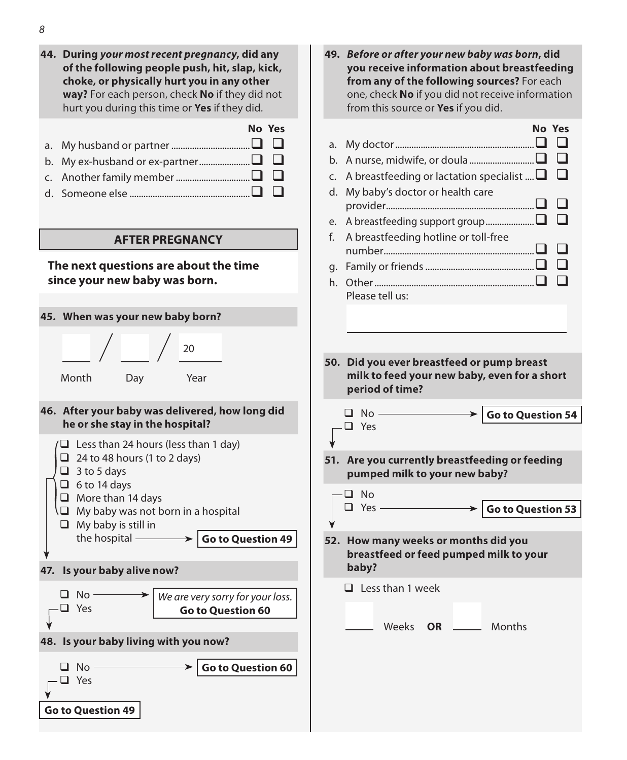**44. During *your most recent pregnancy*, did any of the following people push, hit, slap, kick, choke, or physically hurt you in any other way?** For each person, check **No** if they did not hurt you during this time or **Yes** if they did.

| | No | Yes |
|---|---|---|
| a. My husband or partner | ☐ | ☐ |
| b. My ex-husband or ex-partner | ☐ | ☐ |
| c. Another family member | ☐ | ☐ |
| d. Someone else | ☐ | ☐ |

## AFTER PREGNANCY

**The next questions are about the time since your new baby was born.**

**45. When was your new baby born?**

\_\_\_ / \_\_\_ / 20\_\_\_

Month Day Year

**46. After your baby was delivered, how long did he or she stay in the hospital?**

- ☐ Less than 24 hours (less than 1 day)
- ☐ 24 to 48 hours (1 to 2 days)
- ☐ 3 to 5 days
- ☐ 6 to 14 days
- ☐ More than 14 days
- ☐ My baby was not born in a hospital
- ☐ My baby is still in the hospital → **Go to Question 49**

**47. Is your baby alive now?**

- ☐ No → *We are very sorry for your loss.* **Go to Question 60**
- ☐ Yes

**48. Is your baby living with you now?**

- ☐ No → **Go to Question 60**
- ☐ Yes

**Go to Question 49**

**49. *Before or after your new baby was born*, did you receive information about breastfeeding from any of the following sources?** For each one, check **No** if you did not receive information from this source or **Yes** if you did.

| | No | Yes |
|---|---|---|
| a. My doctor | ☐ | ☐ |
| b. A nurse, midwife, or doula | ☐ | ☐ |
| c. A breastfeeding or lactation specialist | ☐ | ☐ |
| d. My baby's doctor or health care provider | ☐ | ☐ |
| e. A breastfeeding support group | ☐ | ☐ |
| f. A breastfeeding hotline or toll-free number | ☐ | ☐ |
| g. Family or friends | ☐ | ☐ |
| h. Other | ☐ | ☐ |

Please tell us: \_\_\_\_\_\_\_\_\_\_\_\_\_\_\_\_\_\_\_\_

**50. Did you ever breastfeed or pump breast milk to feed your new baby, even for a short period of time?**

- ☐ No → **Go to Question 54**
- ☐ Yes

**51. Are you currently breastfeeding or feeding pumped milk to your new baby?**

- ☐ No
- ☐ Yes → **Go to Question 53**

**52. How many weeks or months did you breastfeed or feed pumped milk to your baby?**

- ☐ Less than 1 week

\_\_\_\_ Weeks **OR** \_\_\_\_ Months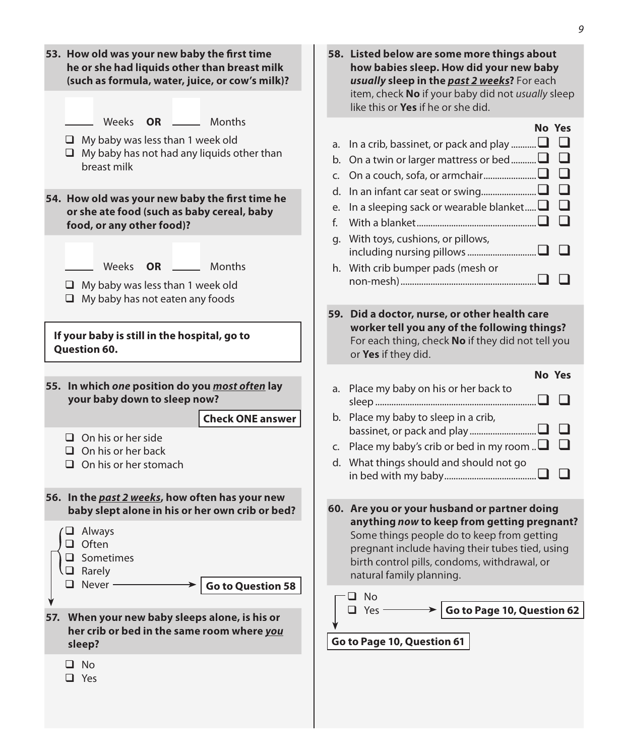**53. How old was your new baby the first time he or she had liquids other than breast milk (such as formula, water, juice, or cow's milk)?**

_____ Weeks **OR** _____ Months

- ☐ My baby was less than 1 week old
- ☐ My baby has not had any liquids other than breast milk

**54. How old was your new baby the first time he or she ate food (such as baby cereal, baby food, or any other food)?**

_____ Weeks **OR** _____ Months

- ☐ My baby was less than 1 week old
- ☐ My baby has not eaten any foods

**If your baby is still in the hospital, go to Question 60.**

**55. In which *one* position do you *most often* lay your baby down to sleep now?**

**Check ONE answer**

- ☐ On his or her side
- ☐ On his or her back
- ☐ On his or her stomach

**56. In the *past 2 weeks*, how often has your new baby slept alone in his or her own crib or bed?**

- ☐ Always
- ☐ Often
- ☐ Sometimes
- ☐ Rarely
- ☐ Never → **Go to Question 58**

**57. When your new baby sleeps alone, is his or her crib or bed in the same room where *you* sleep?**

- ☐ No
- ☐ Yes

**58. Listed below are some more things about how babies sleep. How did your new baby *usually* sleep in the *past 2 weeks*?** For each item, check **No** if your baby did not *usually* sleep like this or **Yes** if he or she did.

| | No | Yes |
|---|---|---|
| a. In a crib, bassinet, or pack and play | ☐ | ☐ |
| b. On a twin or larger mattress or bed | ☐ | ☐ |
| c. On a couch, sofa, or armchair | ☐ | ☐ |
| d. In an infant car seat or swing | ☐ | ☐ |
| e. In a sleeping sack or wearable blanket | ☐ | ☐ |
| f. With a blanket | ☐ | ☐ |
| g. With toys, cushions, or pillows, including nursing pillows | ☐ | ☐ |
| h. With crib bumper pads (mesh or non-mesh) | ☐ | ☐ |

**59. Did a doctor, nurse, or other health care worker tell you any of the following things?** For each thing, check **No** if they did not tell you or **Yes** if they did.

| | No | Yes |
|---|---|---|
| a. Place my baby on his or her back to sleep | ☐ | ☐ |
| b. Place my baby to sleep in a crib, bassinet, or pack and play | ☐ | ☐ |
| c. Place my baby's crib or bed in my room | ☐ | ☐ |
| d. What things should and should not go in bed with my baby | ☐ | ☐ |

**60. Are you or your husband or partner doing anything *now* to keep from getting pregnant?** Some things people do to keep from getting pregnant include having their tubes tied, using birth control pills, condoms, withdrawal, or natural family planning.

- ☐ No
- ☐ Yes → **Go to Page 10, Question 62**

**Go to Page 10, Question 61**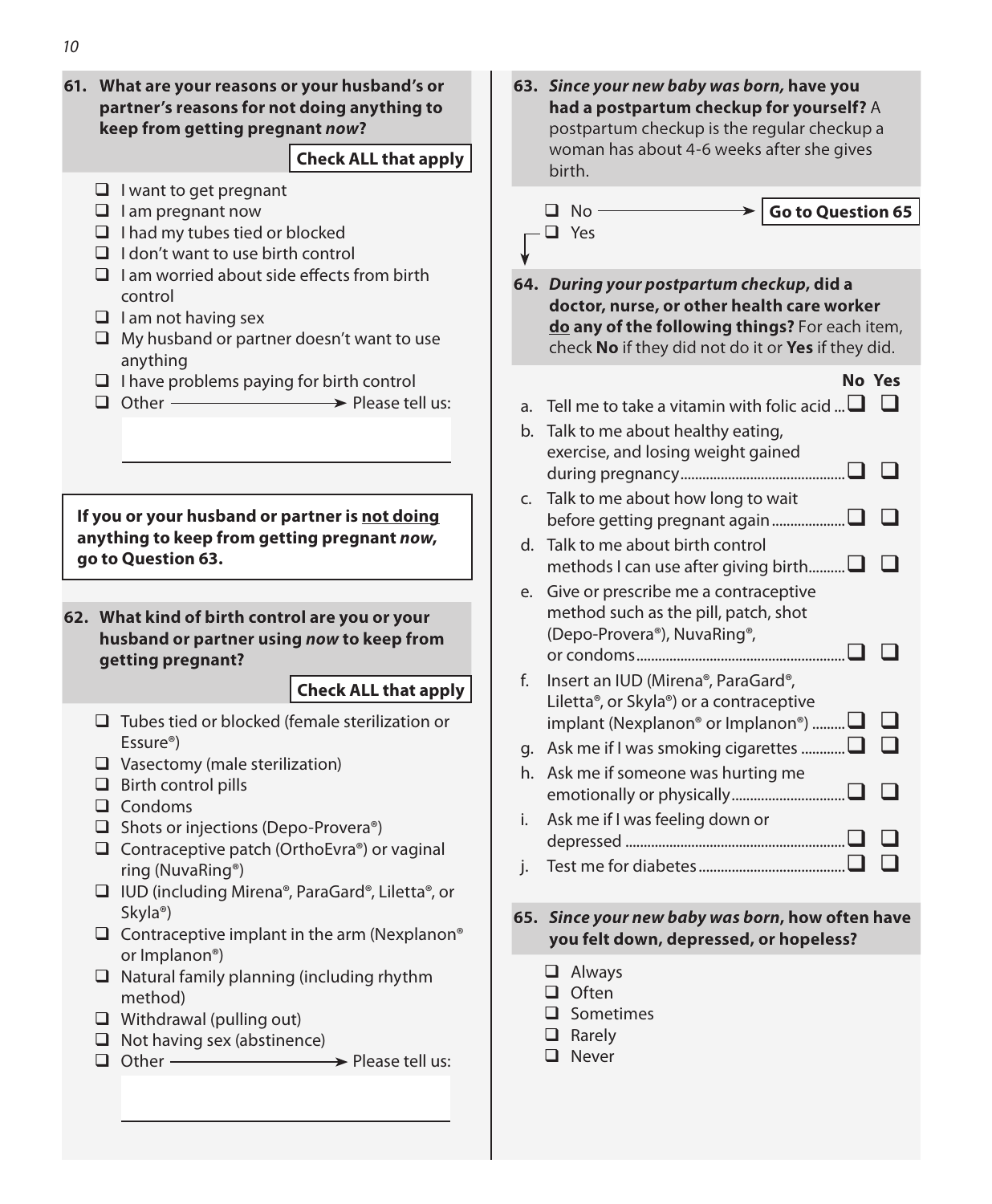**61. What are your reasons or your husband's or partner's reasons for not doing anything to keep from getting pregnant *now*?**

**Check ALL that apply**

- ☐ I want to get pregnant
- ☐ I am pregnant now
- ☐ I had my tubes tied or blocked
- ☐ I don't want to use birth control
- ☐ I am worried about side effects from birth control
- ☐ I am not having sex
- ☐ My husband or partner doesn't want to use anything
- ☐ I have problems paying for birth control
- ☐ Other → Please tell us:

**If you or your husband or partner is not doing anything to keep from getting pregnant *now*, go to Question 63.**

**62. What kind of birth control are you or your husband or partner using *now* to keep from getting pregnant?**

**Check ALL that apply**

- ☐ Tubes tied or blocked (female sterilization or Essure®)
- ☐ Vasectomy (male sterilization)
- ☐ Birth control pills
- ☐ Condoms
- ☐ Shots or injections (Depo-Provera®)
- ☐ Contraceptive patch (OrthoEvra®) or vaginal ring (NuvaRing®)
- ☐ IUD (including Mirena®, ParaGard®, Liletta®, or Skyla®)
- ☐ Contraceptive implant in the arm (Nexplanon® or Implanon®)
- ☐ Natural family planning (including rhythm method)
- ☐ Withdrawal (pulling out)
- ☐ Not having sex (abstinence)
- ☐ Other → Please tell us:

**63. *Since your new baby was born,* have you had a postpartum checkup for yourself?** A postpartum checkup is the regular checkup a woman has about 4-6 weeks after she gives birth.

- ☐ No → **Go to Question 65**
- ☐ Yes

**64. *During your postpartum checkup*, did a doctor, nurse, or other health care worker do any of the following things?** For each item, check **No** if they did not do it or **Yes** if they did.

| | No | Yes |
|---|---|---|
| a. Tell me to take a vitamin with folic acid | ☐ | ☐ |
| b. Talk to me about healthy eating, exercise, and losing weight gained during pregnancy | ☐ | ☐ |
| c. Talk to me about how long to wait before getting pregnant again | ☐ | ☐ |
| d. Talk to me about birth control methods I can use after giving birth | ☐ | ☐ |
| e. Give or prescribe me a contraceptive method such as the pill, patch, shot (Depo-Provera®), NuvaRing®, or condoms | ☐ | ☐ |
| f. Insert an IUD (Mirena®, ParaGard®, Liletta®, or Skyla®) or a contraceptive implant (Nexplanon® or Implanon®) | ☐ | ☐ |
| g. Ask me if I was smoking cigarettes | ☐ | ☐ |
| h. Ask me if someone was hurting me emotionally or physically | ☐ | ☐ |
| i. Ask me if I was feeling down or depressed | ☐ | ☐ |
| j. Test me for diabetes | ☐ | ☐ |

**65. *Since your new baby was born*, how often have you felt down, depressed, or hopeless?**

- ☐ Always
- ☐ Often
- ☐ Sometimes
- ☐ Rarely
- ☐ Never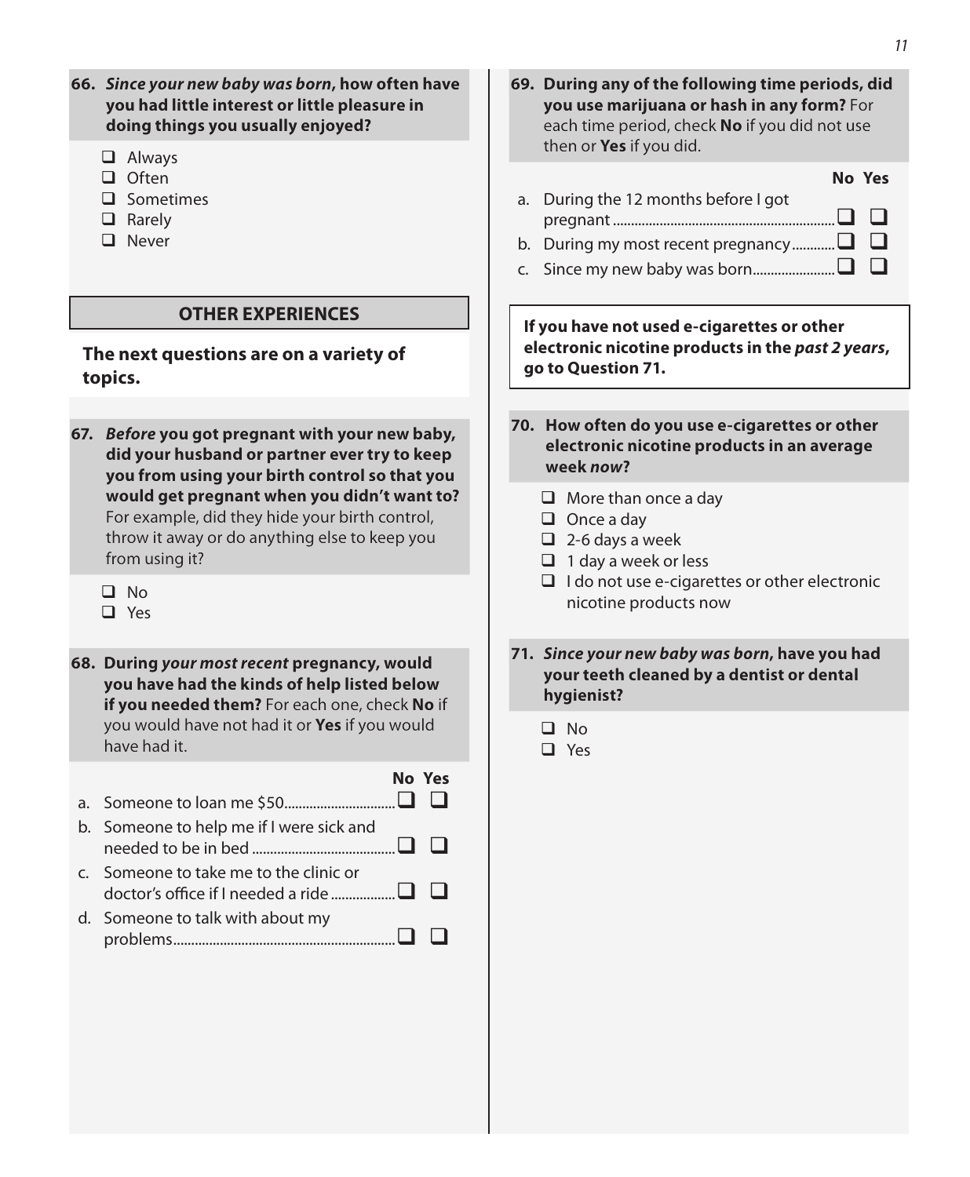**66. *Since your new baby was born*, how often have you had little interest or little pleasure in doing things you usually enjoyed?**

- ☐ Always
- ☐ Often
- ☐ Sometimes
- ☐ Rarely
- ☐ Never

## OTHER EXPERIENCES

**The next questions are on a variety of topics.**

**67. *Before* you got pregnant with your new baby, did your husband or partner ever try to keep you from using your birth control so that you would get pregnant when you didn't want to?** For example, did they hide your birth control, throw it away or do anything else to keep you from using it?

- ☐ No
- ☐ Yes

**68. During *your most recent* pregnancy, would you have had the kinds of help listed below if you needed them?** For each one, check **No** if you would have not had it or **Yes** if you would have had it.

| | No | Yes |
|---|---|---|
| a. Someone to loan me $50 | ☐ | ☐ |
| b. Someone to help me if I were sick and needed to be in bed | ☐ | ☐ |
| c. Someone to take me to the clinic or doctor's office if I needed a ride | ☐ | ☐ |
| d. Someone to talk with about my problems | ☐ | ☐ |

**69. During any of the following time periods, did you use marijuana or hash in any form?** For each time period, check **No** if you did not use then or **Yes** if you did.

| | No | Yes |
|---|---|---|
| a. During the 12 months before I got pregnant | ☐ | ☐ |
| b. During my most recent pregnancy | ☐ | ☐ |
| c. Since my new baby was born | ☐ | ☐ |

**If you have not used e-cigarettes or other electronic nicotine products in the *past 2 years*, go to Question 71.**

**70. How often do you use e-cigarettes or other electronic nicotine products in an average week *now*?**

- ☐ More than once a day
- ☐ Once a day
- ☐ 2-6 days a week
- ☐ 1 day a week or less
- ☐ I do not use e-cigarettes or other electronic nicotine products now

**71. *Since your new baby was born*, have you had your teeth cleaned by a dentist or dental hygienist?**

- ☐ No
- ☐ Yes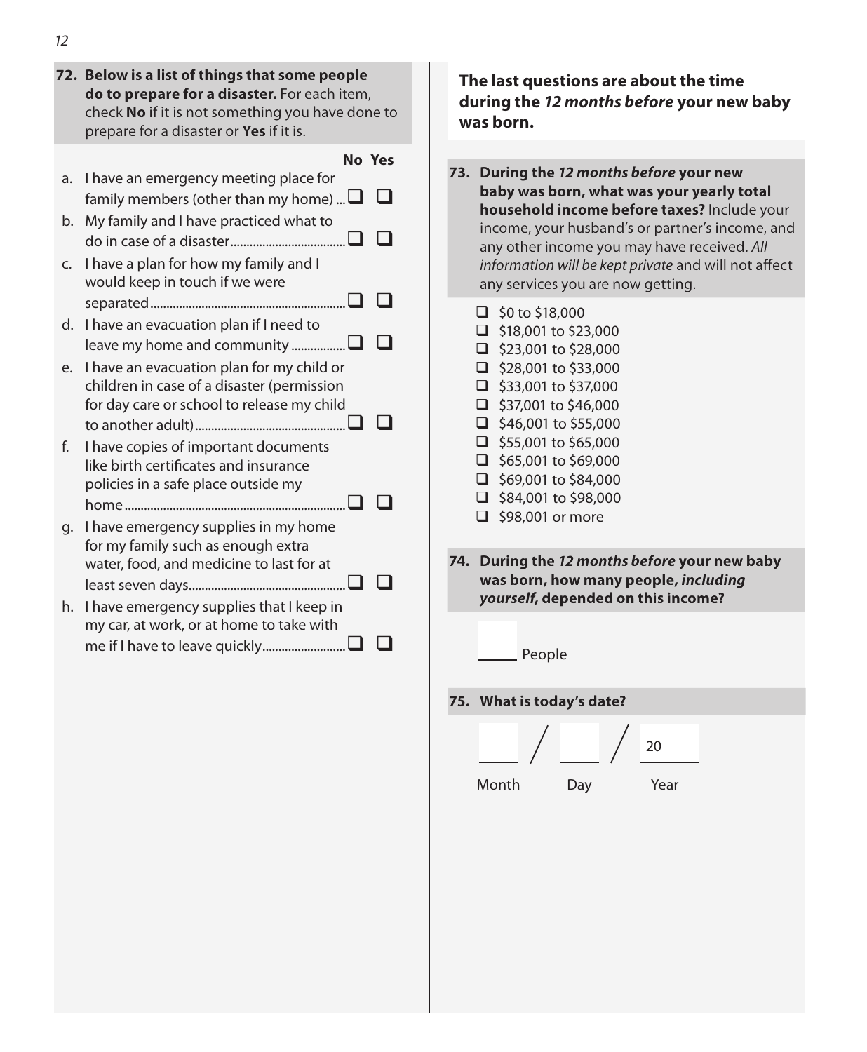**72. Below is a list of things that some people do to prepare for a disaster.** For each item, check **No** if it is not something you have done to prepare for a disaster or **Yes** if it is.

| | No | Yes |
|---|---|---|
| a. I have an emergency meeting place for family members (other than my home) | ☐ | ☐ |
| b. My family and I have practiced what to do in case of a disaster | ☐ | ☐ |
| c. I have a plan for how my family and I would keep in touch if we were separated | ☐ | ☐ |
| d. I have an evacuation plan if I need to leave my home and community | ☐ | ☐ |
| e. I have an evacuation plan for my child or children in case of a disaster (permission for day care or school to release my child to another adult) | ☐ | ☐ |
| f. I have copies of important documents like birth certificates and insurance policies in a safe place outside my home | ☐ | ☐ |
| g. I have emergency supplies in my home for my family such as enough extra water, food, and medicine to last for at least seven days | ☐ | ☐ |
| h. I have emergency supplies that I keep in my car, at work, or at home to take with me if I have to leave quickly | ☐ | ☐ |

**The last questions are about the time during the *12 months before* your new baby was born.**

**73. During the *12 months before* your new baby was born, what was your yearly total household income before taxes?** Include your income, your husband's or partner's income, and any other income you may have received. *All information will be kept private* and will not affect any services you are now getting.

- ☐ $0 to $18,000
- ☐ $18,001 to $23,000
- ☐ $23,001 to $28,000
- ☐ $28,001 to $33,000
- ☐ $33,001 to $37,000
- ☐ $37,001 to $46,000
- ☐ $46,001 to $55,000
- ☐ $55,001 to $65,000
- ☐ $65,001 to $69,000
- ☐ $69,001 to $84,000
- ☐ $84,001 to $98,000
- ☐ $98,001 or more

**74. During the *12 months before* your new baby was born, how many people, *including yourself*, depended on this income?**

_____ People

**75. What is today's date?**

_____ / _____ / 20_____

Month / Day / Year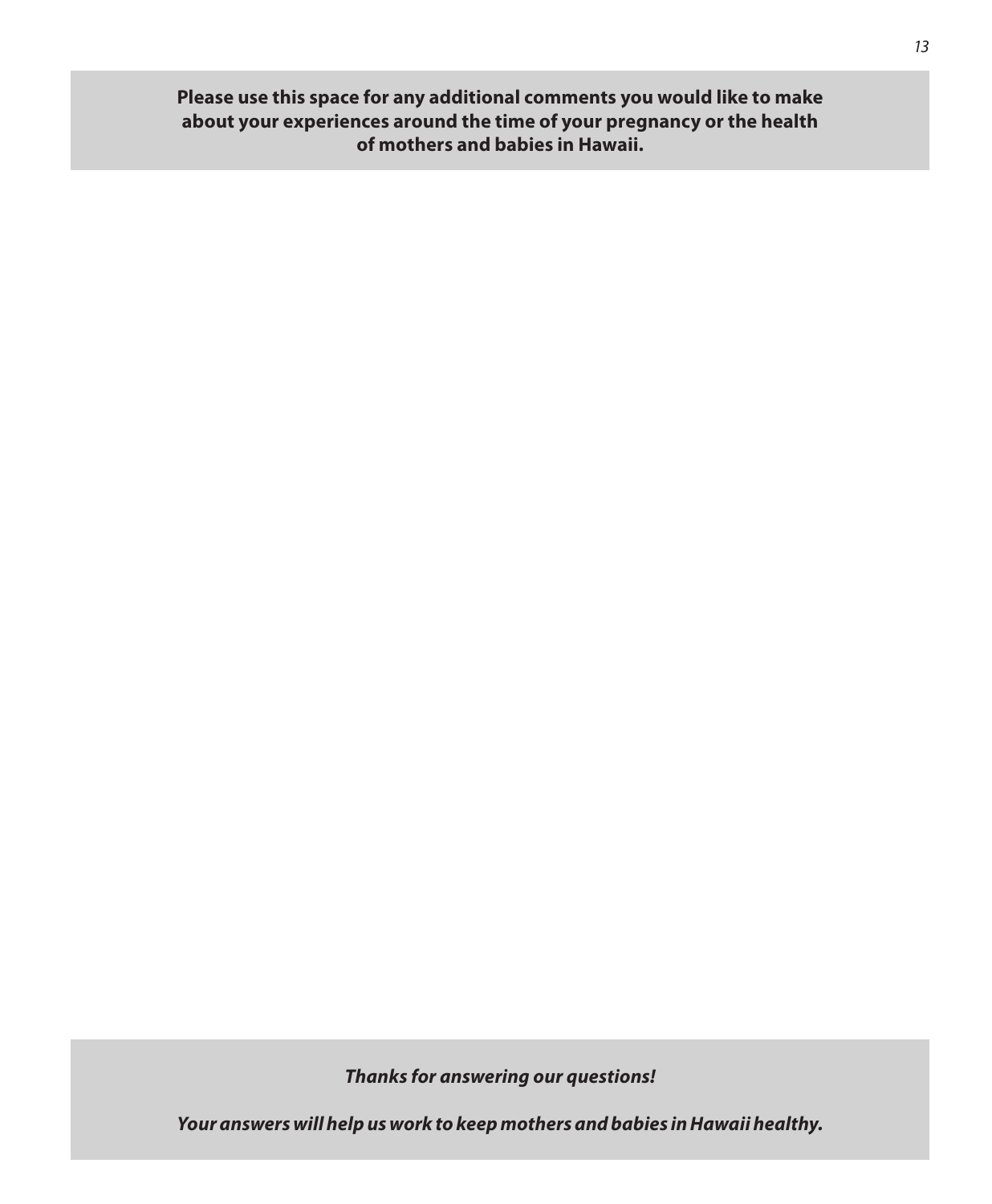**Please use this space for any additional comments you would like to make about your experiences around the time of your pregnancy or the health of mothers and babies in Hawaii.**

***Thanks for answering our questions!***

***Your answers will help us work to keep mothers and babies in Hawaii healthy.***